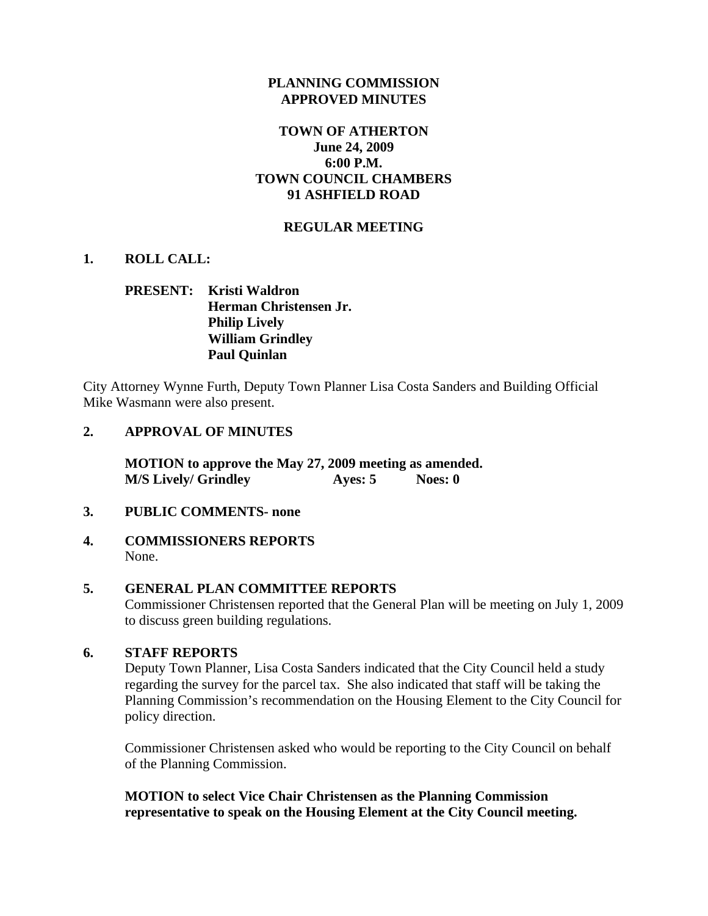**PLANNING COMMISSION**
**APPROVED MINUTES**

**TOWN OF ATHERTON**
**June 24, 2009**
**6:00 P.M.**
**TOWN COUNCIL CHAMBERS**
**91 ASHFIELD ROAD**

**REGULAR MEETING**

**1. ROLL CALL:**

**PRESENT: Kristi Waldron**
**Herman Christensen Jr.**
**Philip Lively**
**William Grindley**
**Paul Quinlan**

City Attorney Wynne Furth, Deputy Town Planner Lisa Costa Sanders and Building Official Mike Wasmann were also present.

**2. APPROVAL OF MINUTES**

**MOTION to approve the May 27, 2009 meeting as amended.**
**M/S Lively/ Grindley Ayes: 5 Noes: 0**

**3. PUBLIC COMMENTS- none**

**4. COMMISSIONERS REPORTS**
None.

**5. GENERAL PLAN COMMITTEE REPORTS**
Commissioner Christensen reported that the General Plan will be meeting on July 1, 2009 to discuss green building regulations.

**6. STAFF REPORTS**
Deputy Town Planner, Lisa Costa Sanders indicated that the City Council held a study regarding the survey for the parcel tax. She also indicated that staff will be taking the Planning Commission's recommendation on the Housing Element to the City Council for policy direction.

Commissioner Christensen asked who would be reporting to the City Council on behalf of the Planning Commission.

**MOTION to select Vice Chair Christensen as the Planning Commission representative to speak on the Housing Element at the City Council meeting.**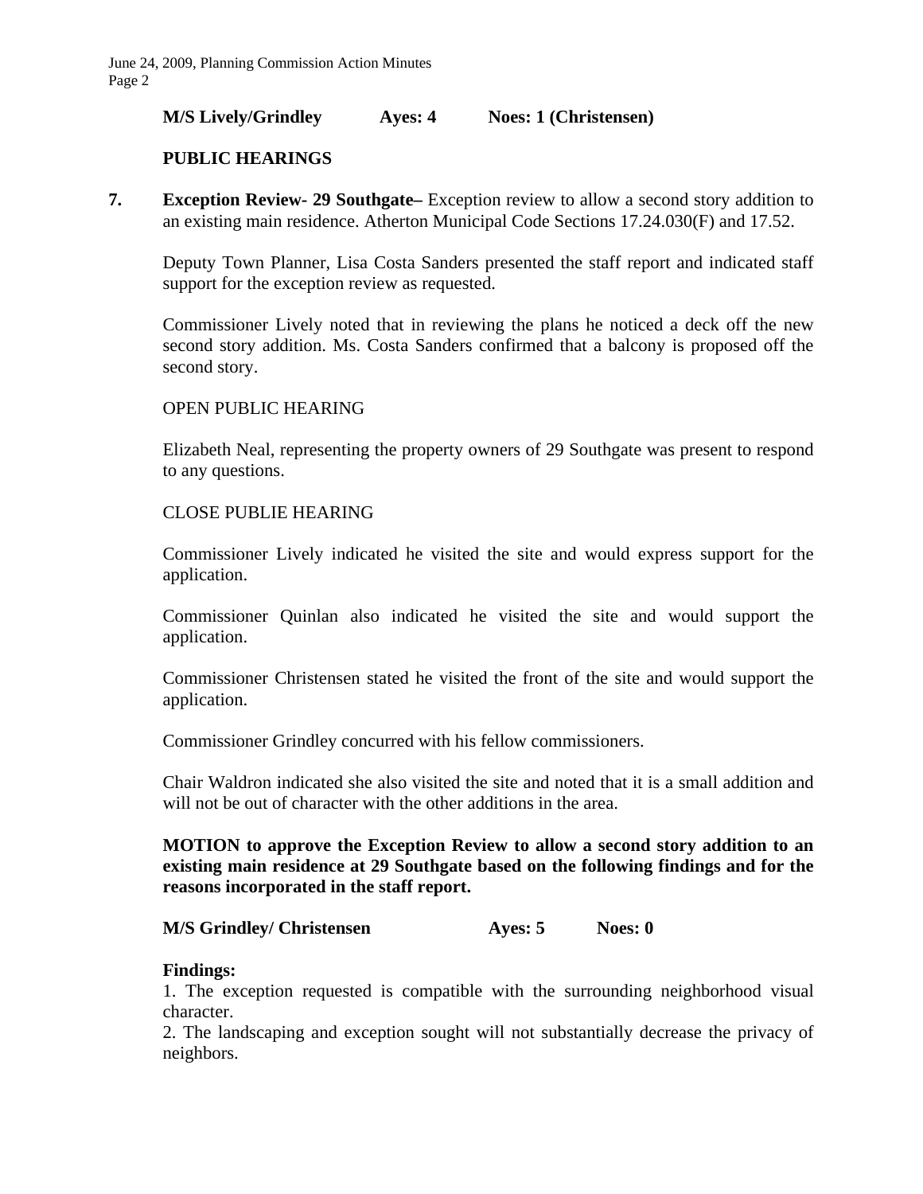**M/S Lively/Grindley Ayes: 4 Noes: 1 (Christensen)**

**PUBLIC HEARINGS**

**7. Exception Review- 29 Southgate–** Exception review to allow a second story addition to an existing main residence. Atherton Municipal Code Sections 17.24.030(F) and 17.52.

Deputy Town Planner, Lisa Costa Sanders presented the staff report and indicated staff support for the exception review as requested.

Commissioner Lively noted that in reviewing the plans he noticed a deck off the new second story addition. Ms. Costa Sanders confirmed that a balcony is proposed off the second story.

OPEN PUBLIC HEARING

Elizabeth Neal, representing the property owners of 29 Southgate was present to respond to any questions.

CLOSE PUBLIE HEARING

Commissioner Lively indicated he visited the site and would express support for the application.

Commissioner Quinlan also indicated he visited the site and would support the application.

Commissioner Christensen stated he visited the front of the site and would support the application.

Commissioner Grindley concurred with his fellow commissioners.

Chair Waldron indicated she also visited the site and noted that it is a small addition and will not be out of character with the other additions in the area.

**MOTION to approve the Exception Review to allow a second story addition to an existing main residence at 29 Southgate based on the following findings and for the reasons incorporated in the staff report.**

**M/S Grindley/ Christensen Ayes: 5 Noes: 0**

**Findings:**

1. The exception requested is compatible with the surrounding neighborhood visual character.
2. The landscaping and exception sought will not substantially decrease the privacy of neighbors.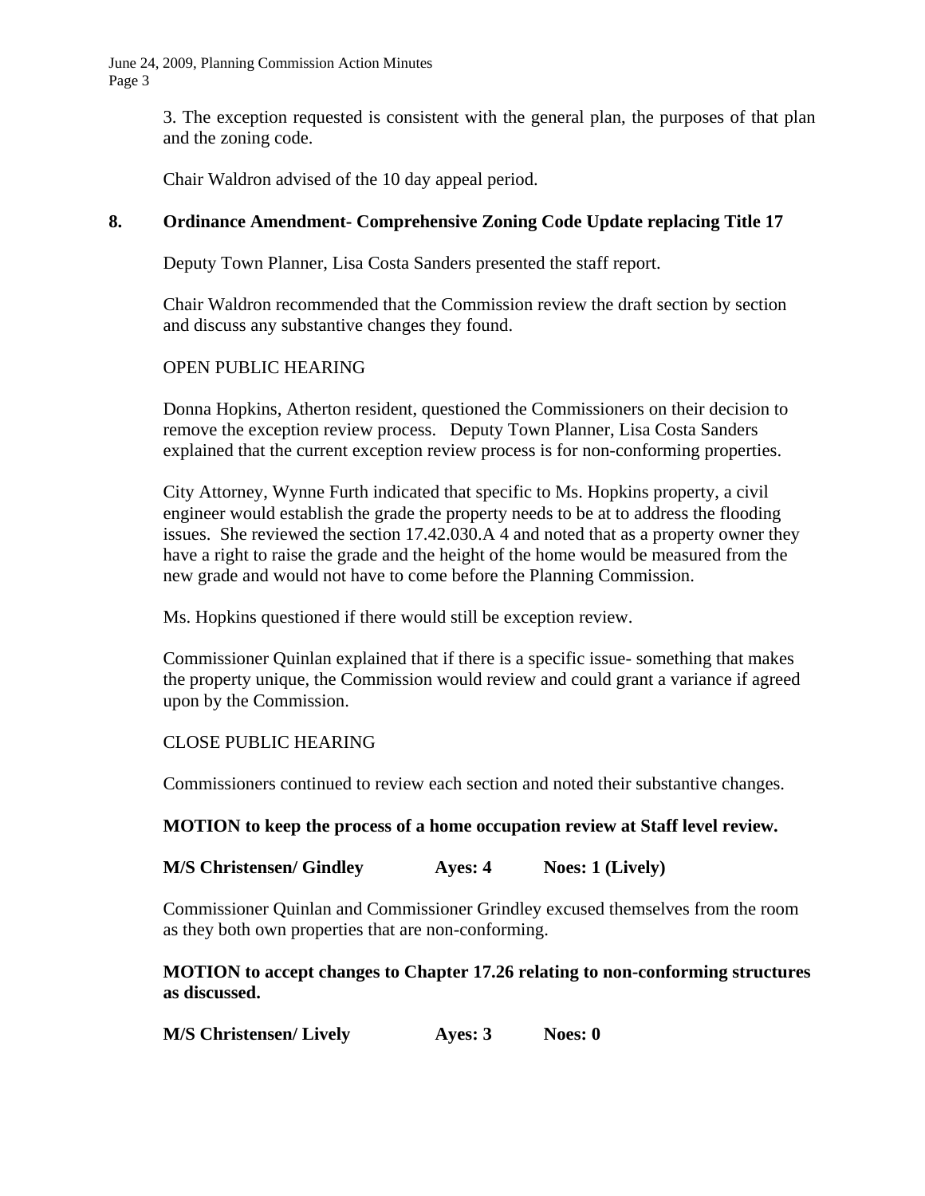3. The exception requested is consistent with the general plan, the purposes of that plan and the zoning code.

Chair Waldron advised of the 10 day appeal period.

## 8. Ordinance Amendment- Comprehensive Zoning Code Update replacing Title 17

Deputy Town Planner, Lisa Costa Sanders presented the staff report.

Chair Waldron recommended that the Commission review the draft section by section and discuss any substantive changes they found.

OPEN PUBLIC HEARING

Donna Hopkins, Atherton resident, questioned the Commissioners on their decision to remove the exception review process. Deputy Town Planner, Lisa Costa Sanders explained that the current exception review process is for non-conforming properties.

City Attorney, Wynne Furth indicated that specific to Ms. Hopkins property, a civil engineer would establish the grade the property needs to be at to address the flooding issues. She reviewed the section 17.42.030.A 4 and noted that as a property owner they have a right to raise the grade and the height of the home would be measured from the new grade and would not have to come before the Planning Commission.

Ms. Hopkins questioned if there would still be exception review.

Commissioner Quinlan explained that if there is a specific issue- something that makes the property unique, the Commission would review and could grant a variance if agreed upon by the Commission.

CLOSE PUBLIC HEARING

Commissioners continued to review each section and noted their substantive changes.

**MOTION to keep the process of a home occupation review at Staff level review.**

**M/S Christensen/ Gindley Ayes: 4 Noes: 1 (Lively)**

Commissioner Quinlan and Commissioner Grindley excused themselves from the room as they both own properties that are non-conforming.

**MOTION to accept changes to Chapter 17.26 relating to non-conforming structures as discussed.**

**M/S Christensen/ Lively Ayes: 3 Noes: 0**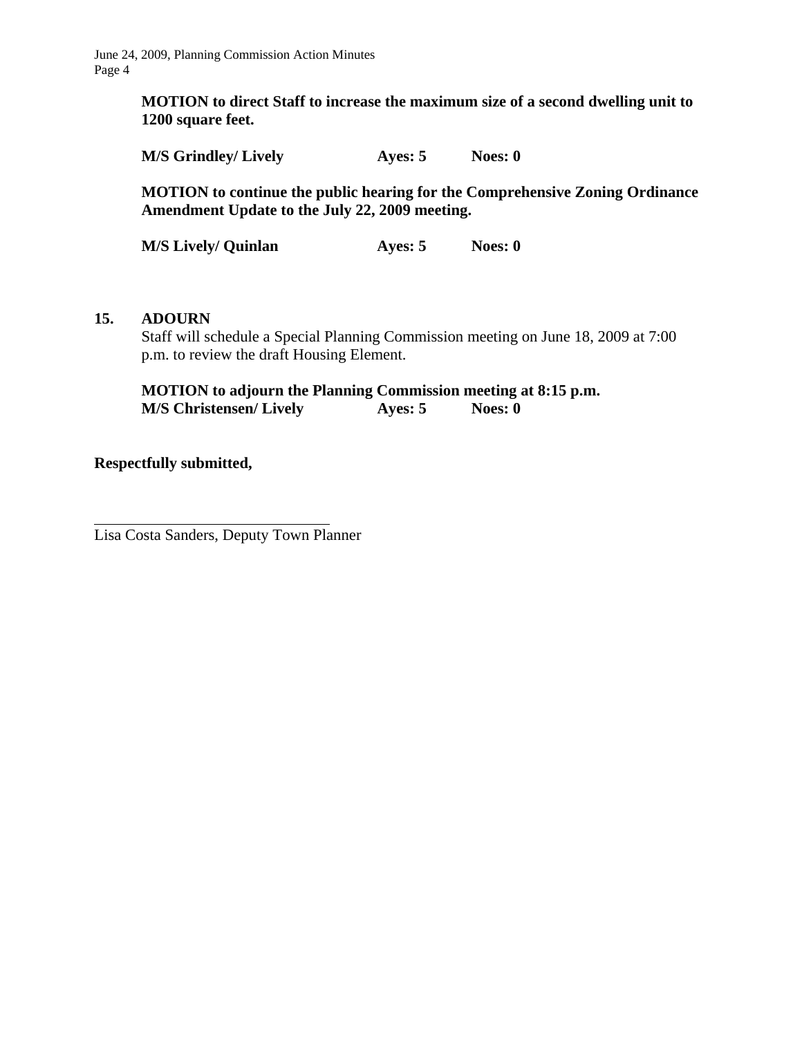**MOTION to direct Staff to increase the maximum size of a second dwelling unit to 1200 square feet.**

**M/S Grindley/ Lively Ayes: 5 Noes: 0**

**MOTION to continue the public hearing for the Comprehensive Zoning Ordinance Amendment Update to the July 22, 2009 meeting.**

**M/S Lively/ Quinlan Ayes: 5 Noes: 0**

**15. ADOURN**

Staff will schedule a Special Planning Commission meeting on June 18, 2009 at 7:00 p.m. to review the draft Housing Element.

**MOTION to adjourn the Planning Commission meeting at 8:15 p.m.**
**M/S Christensen/ Lively Ayes: 5 Noes: 0**

**Respectfully submitted,**

\_\_\_\_\_\_\_\_\_\_\_\_\_\_\_\_\_\_\_\_\_\_\_\_\_\_\_\_\_\_\_

Lisa Costa Sanders, Deputy Town Planner